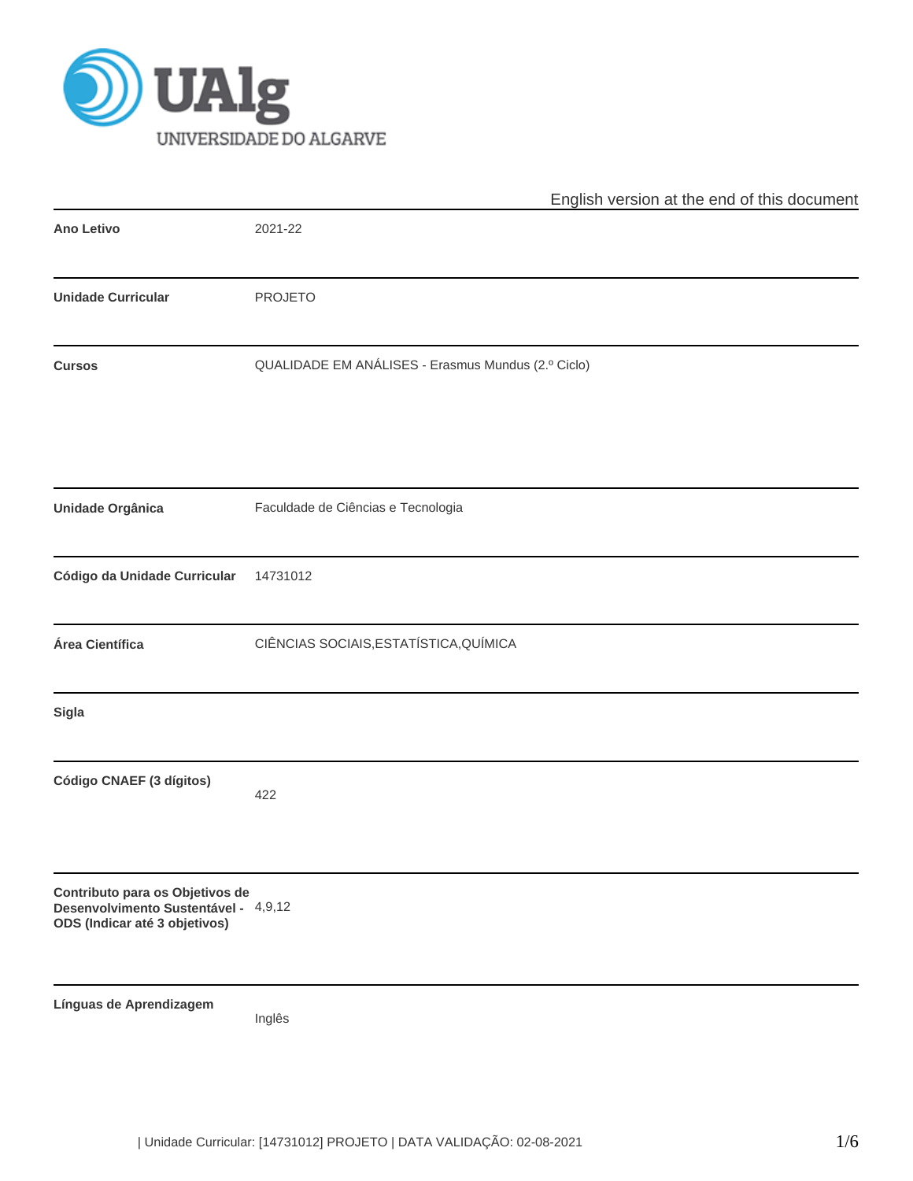English version at the end of this document

| | |
|---|---|
| **Ano Letivo** | 2021-22 |
| **Unidade Curricular** | PROJETO |
| **Cursos** | QUALIDADE EM ANÁLISES - Erasmus Mundus (2.º Ciclo) |
| **Unidade Orgânica** | Faculdade de Ciências e Tecnologia |
| **Código da Unidade Curricular** | 14731012 |
| **Área Científica** | CIÊNCIAS SOCIAIS,ESTATÍSTICA,QUÍMICA |
| **Sigla** | |
| **Código CNAEF (3 dígitos)** | 422 |
| **Contributo para os Objetivos de Desenvolvimento Sustentável - ODS (Indicar até 3 objetivos)** | 4,9,12 |
| **Línguas de Aprendizagem** | Inglês |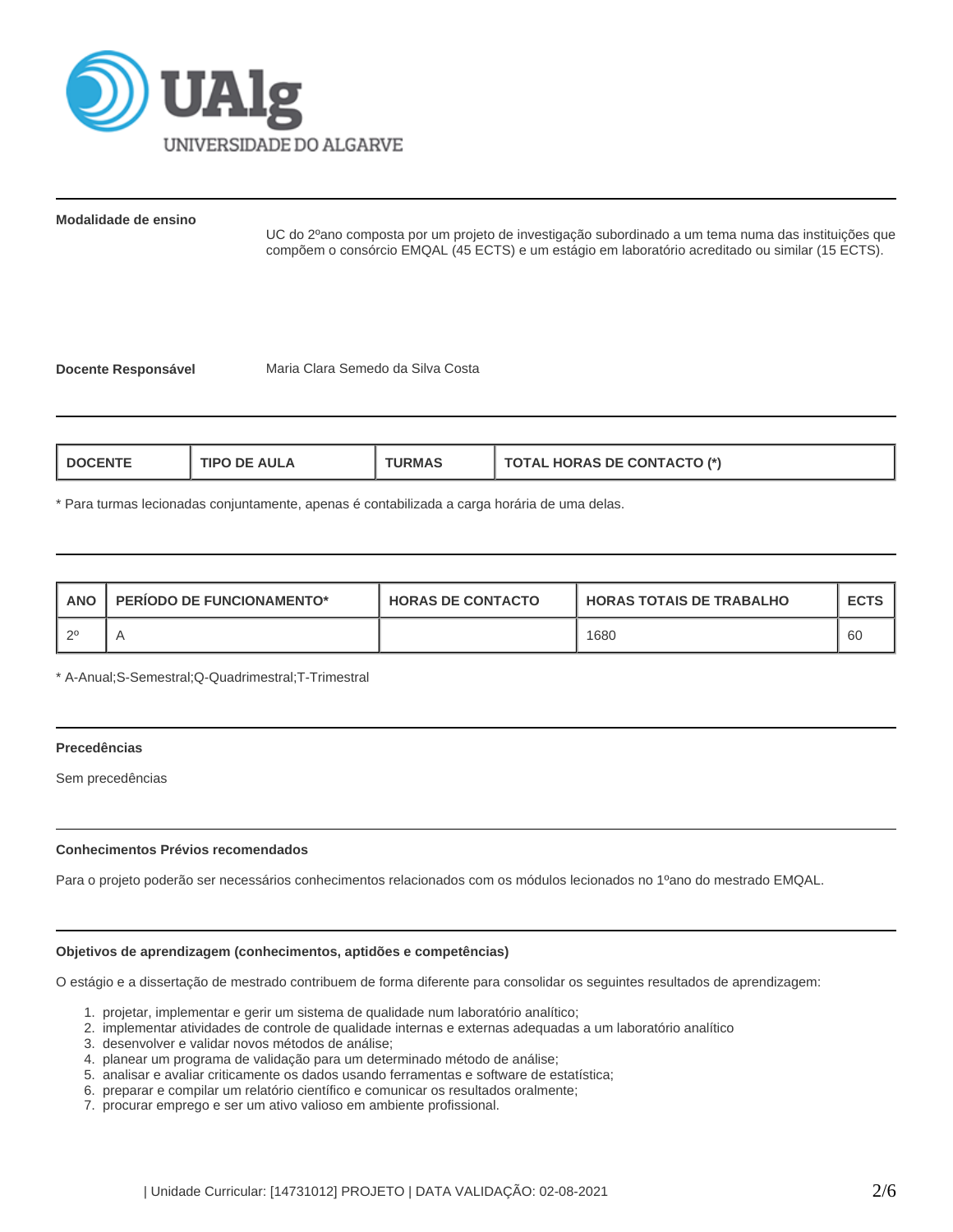**Modalidade de ensino**

UC do 2ºano composta por um projeto de investigação subordinado a um tema numa das instituições que compõem o consórcio EMQAL (45 ECTS) e um estágio em laboratório acreditado ou similar (15 ECTS).

**Docente Responsável**

Maria Clara Semedo da Silva Costa

| DOCENTE | TIPO DE AULA | TURMAS | TOTAL HORAS DE CONTACTO (*) |
|---|---|---|---|

* Para turmas lecionadas conjuntamente, apenas é contabilizada a carga horária de uma delas.

| ANO | PERÍODO DE FUNCIONAMENTO* | HORAS DE CONTACTO | HORAS TOTAIS DE TRABALHO | ECTS |
|---|---|---|---|---|
| 2º | A | | 1680 | 60 |

* A-Anual;S-Semestral;Q-Quadrimestral;T-Trimestral

**Precedências**

Sem precedências

**Conhecimentos Prévios recomendados**

Para o projeto poderão ser necessários conhecimentos relacionados com os módulos lecionados no 1ºano do mestrado EMQAL.

**Objetivos de aprendizagem (conhecimentos, aptidões e competências)**

O estágio e a dissertação de mestrado contribuem de forma diferente para consolidar os seguintes resultados de aprendizagem:

1. projetar, implementar e gerir um sistema de qualidade num laboratório analítico;
2. implementar atividades de controle de qualidade internas e externas adequadas a um laboratório analítico
3. desenvolver e validar novos métodos de análise;
4. planear um programa de validação para um determinado método de análise;
5. analisar e avaliar criticamente os dados usando ferramentas e software de estatística;
6. preparar e compilar um relatório científico e comunicar os resultados oralmente;
7. procurar emprego e ser um ativo valioso em ambiente profissional.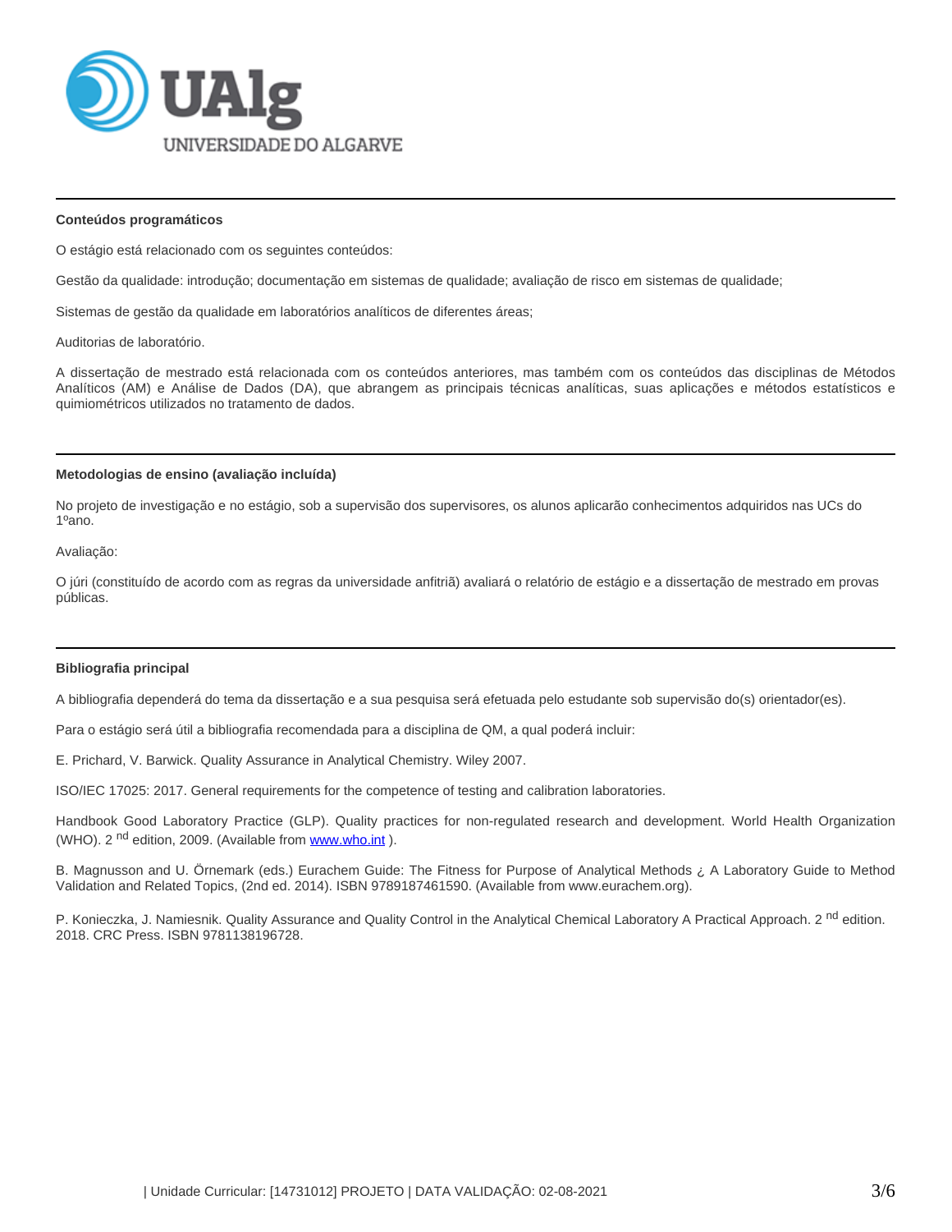### Conteúdos programáticos

O estágio está relacionado com os seguintes conteúdos:

Gestão da qualidade: introdução; documentação em sistemas de qualidade; avaliação de risco em sistemas de qualidade;

Sistemas de gestão da qualidade em laboratórios analíticos de diferentes áreas;

Auditorias de laboratório.

A dissertação de mestrado está relacionada com os conteúdos anteriores, mas também com os conteúdos das disciplinas de Métodos Analíticos (AM) e Análise de Dados (DA), que abrangem as principais técnicas analíticas, suas aplicações e métodos estatísticos e quimiométricos utilizados no tratamento de dados.

### Metodologias de ensino (avaliação incluída)

No projeto de investigação e no estágio, sob a supervisão dos supervisores, os alunos aplicarão conhecimentos adquiridos nas UCs do 1ºano.

Avaliação:

O júri (constituído de acordo com as regras da universidade anfitriã) avaliará o relatório de estágio e a dissertação de mestrado em provas públicas.

### Bibliografia principal

A bibliografia dependerá do tema da dissertação e a sua pesquisa será efetuada pelo estudante sob supervisão do(s) orientador(es).

Para o estágio será útil a bibliografia recomendada para a disciplina de QM, a qual poderá incluir:

E. Prichard, V. Barwick. Quality Assurance in Analytical Chemistry. Wiley 2007.

ISO/IEC 17025: 2017. General requirements for the competence of testing and calibration laboratories.

Handbook Good Laboratory Practice (GLP). Quality practices for non-regulated research and development. World Health Organization (WHO). 2nd edition, 2009. (Available from www.who.int ).

B. Magnusson and U. Örnemark (eds.) Eurachem Guide: The Fitness for Purpose of Analytical Methods ¿ A Laboratory Guide to Method Validation and Related Topics, (2nd ed. 2014). ISBN 9789187461590. (Available from www.eurachem.org).

P. Konieczka, J. Namiesnik. Quality Assurance and Quality Control in the Analytical Chemical Laboratory A Practical Approach. 2nd edition. 2018. CRC Press. ISBN 9781138196728.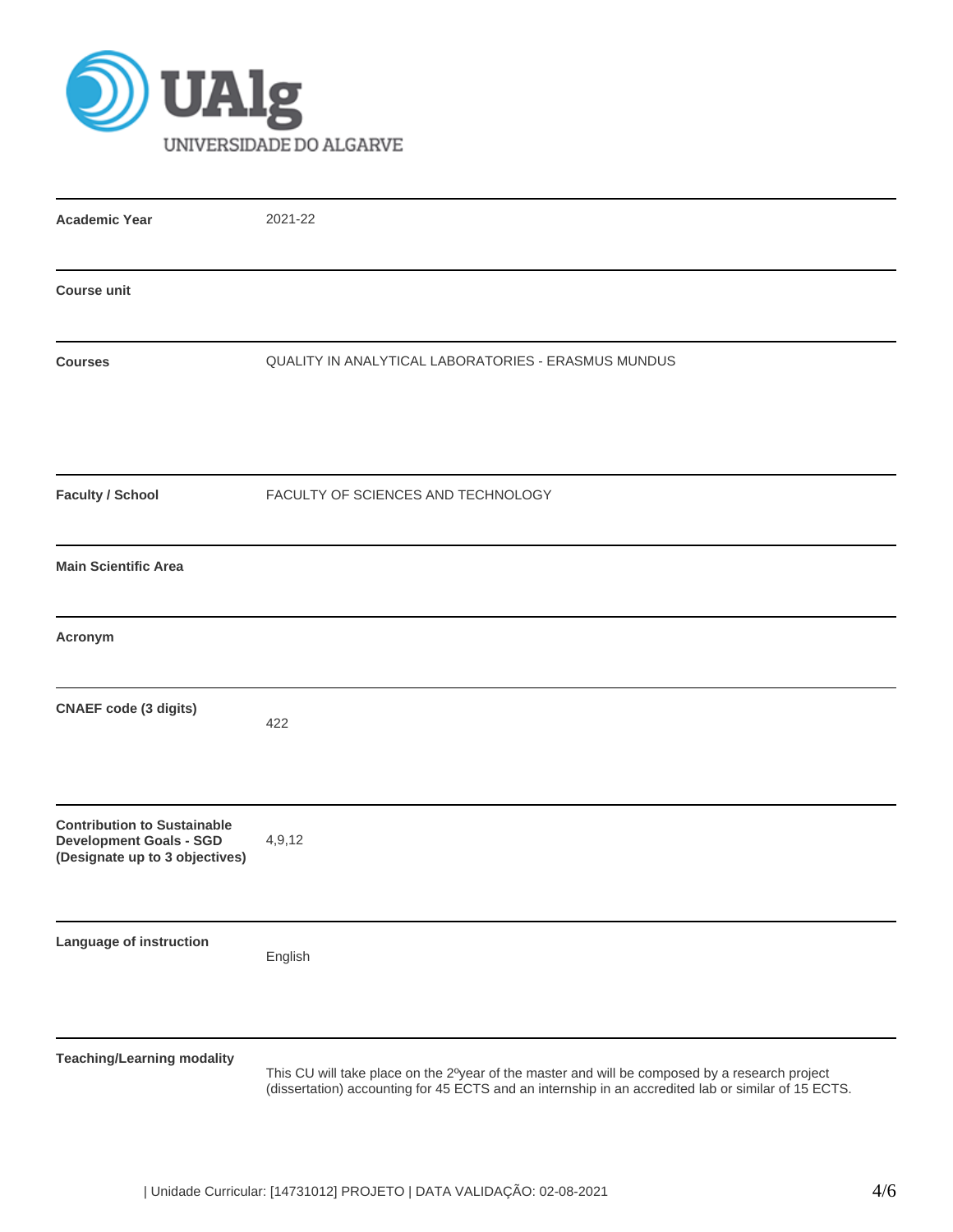UAlg
UNIVERSIDADE DO ALGARVE

| | |
|---|---|
| **Academic Year** | 2021-22 |
| **Course unit** | |
| **Courses** | QUALITY IN ANALYTICAL LABORATORIES - ERASMUS MUNDUS |
| **Faculty / School** | FACULTY OF SCIENCES AND TECHNOLOGY |
| **Main Scientific Area** | |
| **Acronym** | |
| **CNAEF code (3 digits)** | 422 |
| **Contribution to Sustainable Development Goals - SGD (Designate up to 3 objectives)** | 4,9,12 |
| **Language of instruction** | English |
| **Teaching/Learning modality** | This CU will take place on the 2ºyear of the master and will be composed by a research project (dissertation) accounting for 45 ECTS and an internship in an accredited lab or similar of 15 ECTS. |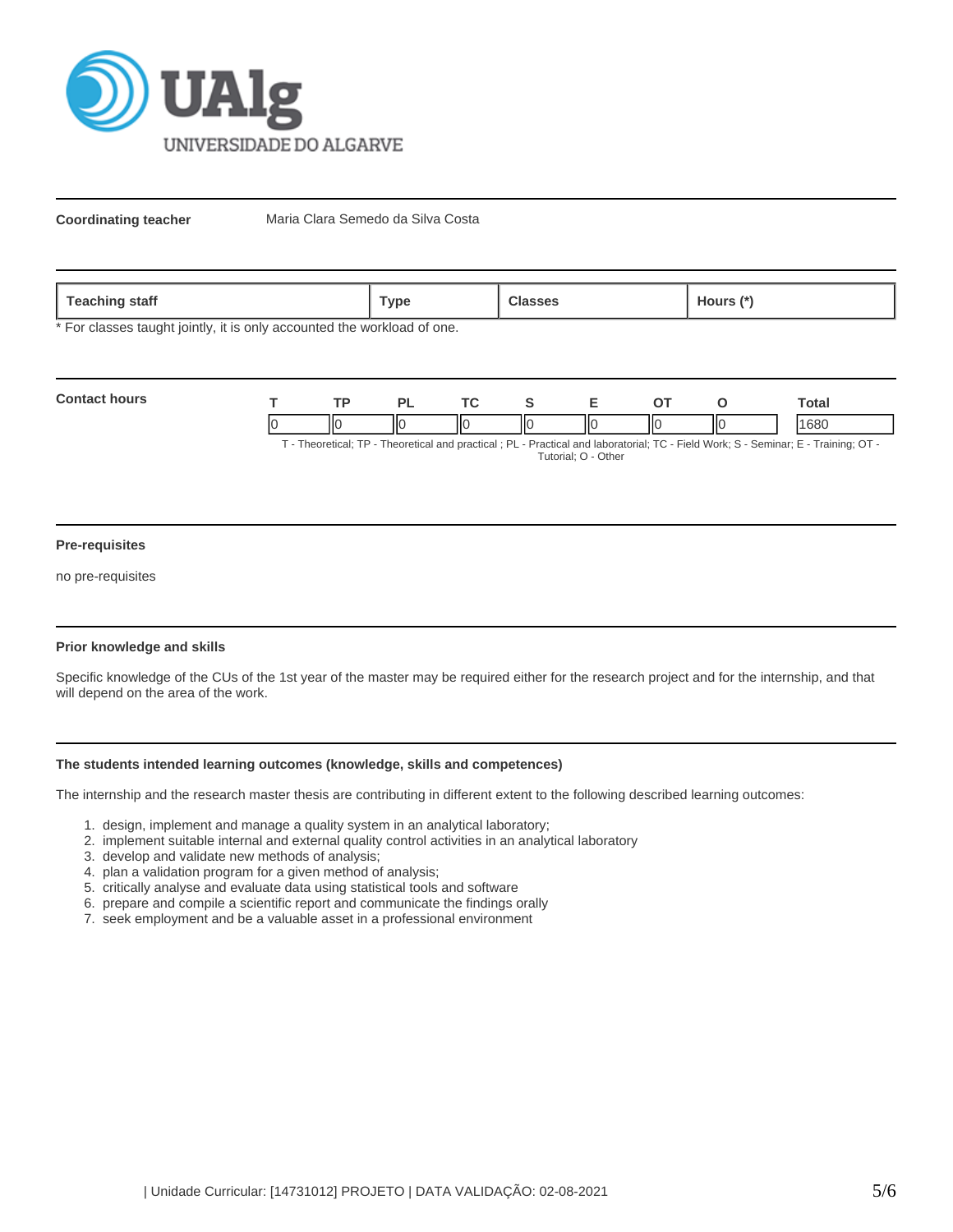**Coordinating teacher** Maria Clara Semedo da Silva Costa

| Teaching staff | Type | Classes | Hours (*) |
|---|---|---|---|

* For classes taught jointly, it is only accounted the workload of one.

**Contact hours**

| T | TP | PL | TC | S | E | OT | O | Total |
|---|---|---|---|---|---|---|---|---|
| 0 | 0 | 0 | 0 | 0 | 0 | 0 | 0 | 1680 |

T - Theoretical; TP - Theoretical and practical ; PL - Practical and laboratorial; TC - Field Work; S - Seminar; E - Training; OT - Tutorial; O - Other

**Pre-requisites**

no pre-requisites

**Prior knowledge and skills**

Specific knowledge of the CUs of the 1st year of the master may be required either for the research project and for the internship, and that will depend on the area of the work.

**The students intended learning outcomes (knowledge, skills and competences)**

The internship and the research master thesis are contributing in different extent to the following described learning outcomes:

1. design, implement and manage a quality system in an analytical laboratory;
2. implement suitable internal and external quality control activities in an analytical laboratory
3. develop and validate new methods of analysis;
4. plan a validation program for a given method of analysis;
5. critically analyse and evaluate data using statistical tools and software
6. prepare and compile a scientific report and communicate the findings orally
7. seek employment and be a valuable asset in a professional environment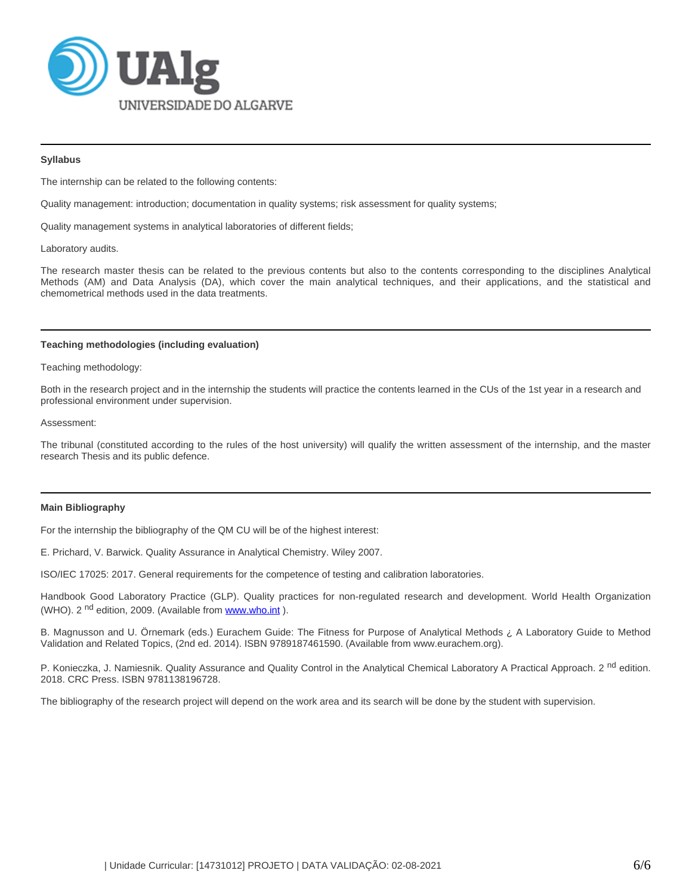## Syllabus

The internship can be related to the following contents:

Quality management: introduction; documentation in quality systems; risk assessment for quality systems;

Quality management systems in analytical laboratories of different fields;

Laboratory audits.

The research master thesis can be related to the previous contents but also to the contents corresponding to the disciplines Analytical Methods (AM) and Data Analysis (DA), which cover the main analytical techniques, and their applications, and the statistical and chemometrical methods used in the data treatments.

## Teaching methodologies (including evaluation)

Teaching methodology:

Both in the research project and in the internship the students will practice the contents learned in the CUs of the 1st year in a research and professional environment under supervision.

Assessment:

The tribunal (constituted according to the rules of the host university) will qualify the written assessment of the internship, and the master research Thesis and its public defence.

## Main Bibliography

For the internship the bibliography of the QM CU will be of the highest interest:

E. Prichard, V. Barwick. Quality Assurance in Analytical Chemistry. Wiley 2007.

ISO/IEC 17025: 2017. General requirements for the competence of testing and calibration laboratories.

Handbook Good Laboratory Practice (GLP). Quality practices for non-regulated research and development. World Health Organization (WHO). 2nd edition, 2009. (Available from www.who.int ).

B. Magnusson and U. Örnemark (eds.) Eurachem Guide: The Fitness for Purpose of Analytical Methods ¿ A Laboratory Guide to Method Validation and Related Topics, (2nd ed. 2014). ISBN 9789187461590. (Available from www.eurachem.org).

P. Konieczka, J. Namiesnik. Quality Assurance and Quality Control in the Analytical Chemical Laboratory A Practical Approach. 2nd edition. 2018. CRC Press. ISBN 9781138196728.

The bibliography of the research project will depend on the work area and its search will be done by the student with supervision.